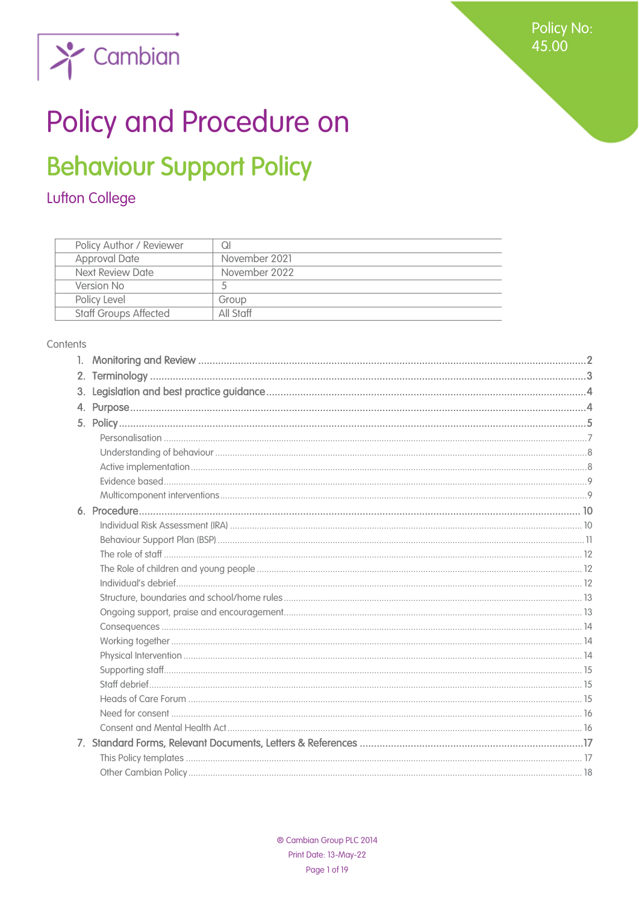Cambian

Policy No: 45.00

# Policy and Procedure on

# Behaviour Support Policy

## Lufton College

| Policy Author / Reviewer | QI |
|---|---|
| Approval Date | November 2021 |
| Next Review Date | November 2022 |
| Version No | 5 |
| Policy Level | Group |
| Staff Groups Affected | All Staff |

Contents

1. Monitoring and Review ..... 2
2. Terminology ..... 3
3. Legislation and best practice guidance ..... 4
4. Purpose ..... 4
5. Policy ..... 5
   - Personalisation ..... 7
   - Understanding of behaviour ..... 8
   - Active implementation ..... 8
   - Evidence based ..... 9
   - Multicomponent interventions ..... 9
6. Procedure ..... 10
   - Individual Risk Assessment (IRA) ..... 10
   - Behaviour Support Plan (BSP) ..... 11
   - The role of staff ..... 12
   - The Role of children and young people ..... 12
   - Individual's debrief ..... 12
   - Structure, boundaries and school/home rules ..... 13
   - Ongoing support, praise and encouragement ..... 13
   - Consequences ..... 14
   - Working together ..... 14
   - Physical Intervention ..... 14
   - Supporting staff ..... 15
   - Staff debrief ..... 15
   - Heads of Care Forum ..... 15
   - Need for consent ..... 16
   - Consent and Mental Health Act ..... 16
7. Standard Forms, Relevant Documents, Letters & References ..... 17
   - This Policy templates ..... 17
   - Other Cambian Policy ..... 18

® Cambian Group PLC 2014
Print Date: 13-May-22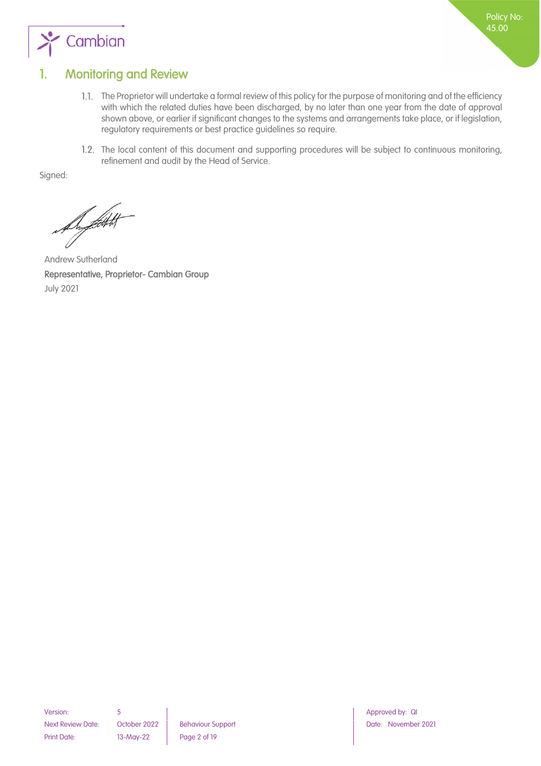# 1. Monitoring and Review

1.1. The Proprietor will undertake a formal review of this policy for the purpose of monitoring and of the efficiency with which the related duties have been discharged, by no later than one year from the date of approval shown above, or earlier if significant changes to the systems and arrangements take place, or if legislation, regulatory requirements or best practice guidelines so require.

1.2. The local content of this document and supporting procedures will be subject to continuous monitoring, refinement and audit by the Head of Service.

Signed:

Andrew Sutherland
**Representative, Proprietor- Cambian Group**
July 2021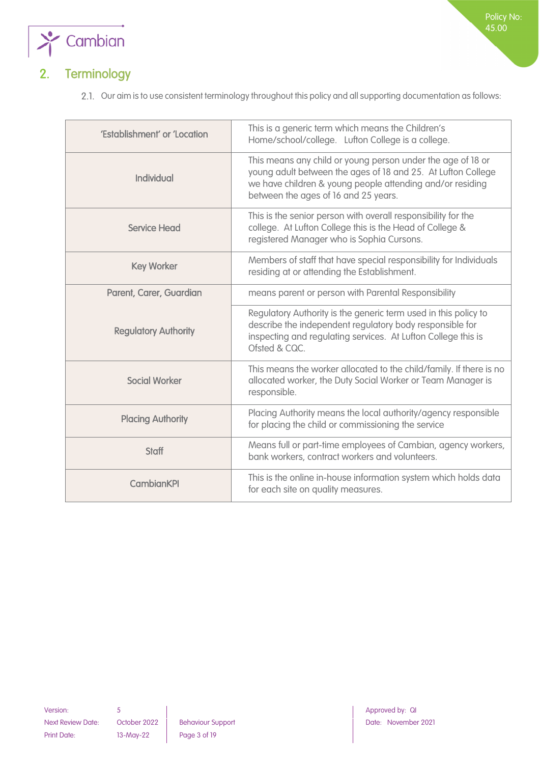## 2. Terminology

2.1. Our aim is to use consistent terminology throughout this policy and all supporting documentation as follows:

| | |
|---|---|
| 'Establishment' or 'Location | This is a generic term which means the Children's Home/school/college. Lufton College is a college. |
| Individual | This means any child or young person under the age of 18 or young adult between the ages of 18 and 25. At Lufton College we have children & young people attending and/or residing between the ages of 16 and 25 years. |
| Service Head | This is the senior person with overall responsibility for the college. At Lufton College this is the Head of College & registered Manager who is Sophia Cursons. |
| Key Worker | Members of staff that have special responsibility for Individuals residing at or attending the Establishment. |
| Parent, Carer, Guardian | means parent or person with Parental Responsibility |
| Regulatory Authority | Regulatory Authority is the generic term used in this policy to describe the independent regulatory body responsible for inspecting and regulating services. At Lufton College this is Ofsted & CQC. |
| Social Worker | This means the worker allocated to the child/family. If there is no allocated worker, the Duty Social Worker or Team Manager is responsible. |
| Placing Authority | Placing Authority means the local authority/agency responsible for placing the child or commissioning the service |
| Staff | Means full or part-time employees of Cambian, agency workers, bank workers, contract workers and volunteers. |
| CambianKPI | This is the online in-house information system which holds data for each site on quality measures. |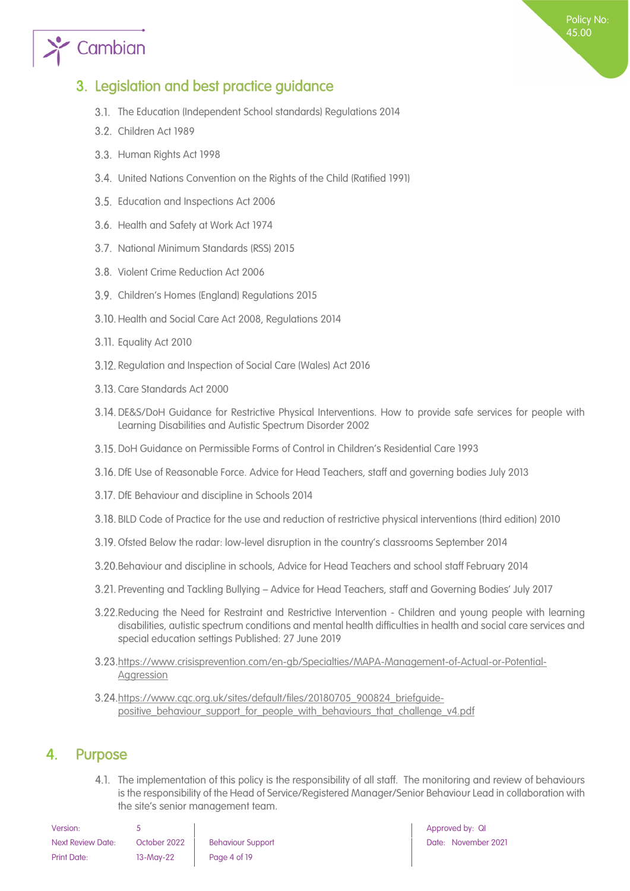## 3. Legislation and best practice guidance

3.1. The Education (Independent School standards) Regulations 2014

3.2. Children Act 1989

3.3. Human Rights Act 1998

3.4. United Nations Convention on the Rights of the Child (Ratified 1991)

3.5. Education and Inspections Act 2006

3.6. Health and Safety at Work Act 1974

3.7. National Minimum Standards (RSS) 2015

3.8. Violent Crime Reduction Act 2006

3.9. Children's Homes (England) Regulations 2015

3.10. Health and Social Care Act 2008, Regulations 2014

3.11. Equality Act 2010

3.12. Regulation and Inspection of Social Care (Wales) Act 2016

3.13. Care Standards Act 2000

3.14. DE&S/DoH Guidance for Restrictive Physical Interventions. How to provide safe services for people with Learning Disabilities and Autistic Spectrum Disorder 2002

3.15. DoH Guidance on Permissible Forms of Control in Children's Residential Care 1993

3.16. DfE Use of Reasonable Force. Advice for Head Teachers, staff and governing bodies July 2013

3.17. DfE Behaviour and discipline in Schools 2014

3.18. BILD Code of Practice for the use and reduction of restrictive physical interventions (third edition) 2010

3.19. Ofsted Below the radar: low-level disruption in the country's classrooms September 2014

3.20. Behaviour and discipline in schools, Advice for Head Teachers and school staff February 2014

3.21. Preventing and Tackling Bullying – Advice for Head Teachers, staff and Governing Bodies' July 2017

3.22. Reducing the Need for Restraint and Restrictive Intervention - Children and young people with learning disabilities, autistic spectrum conditions and mental health difficulties in health and social care services and special education settings Published: 27 June 2019

3.23. https://www.crisisprevention.com/en-gb/Specialties/MAPA-Management-of-Actual-or-Potential-Aggression

3.24. https://www.cqc.org.uk/sites/default/files/20180705_900824_briefguide-positive_behaviour_support_for_people_with_behaviours_that_challenge_v4.pdf

## 4. Purpose

4.1. The implementation of this policy is the responsibility of all staff. The monitoring and review of behaviours is the responsibility of the Head of Service/Registered Manager/Senior Behaviour Lead in collaboration with the site's senior management team.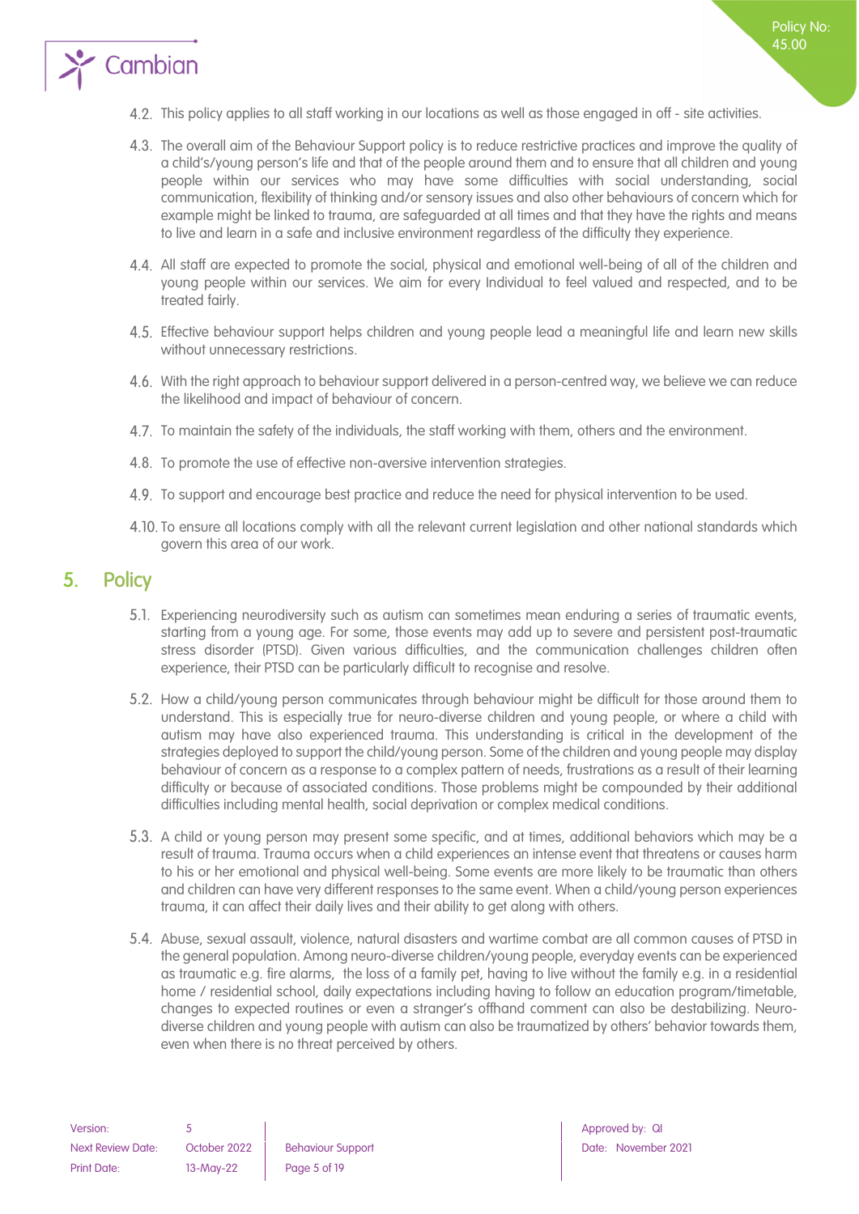4.2. This policy applies to all staff working in our locations as well as those engaged in off - site activities.

4.3. The overall aim of the Behaviour Support policy is to reduce restrictive practices and improve the quality of a child's/young person's life and that of the people around them and to ensure that all children and young people within our services who may have some difficulties with social understanding, social communication, flexibility of thinking and/or sensory issues and also other behaviours of concern which for example might be linked to trauma, are safeguarded at all times and that they have the rights and means to live and learn in a safe and inclusive environment regardless of the difficulty they experience.

4.4. All staff are expected to promote the social, physical and emotional well-being of all of the children and young people within our services. We aim for every Individual to feel valued and respected, and to be treated fairly.

4.5. Effective behaviour support helps children and young people lead a meaningful life and learn new skills without unnecessary restrictions.

4.6. With the right approach to behaviour support delivered in a person-centred way, we believe we can reduce the likelihood and impact of behaviour of concern.

4.7. To maintain the safety of the individuals, the staff working with them, others and the environment.

4.8. To promote the use of effective non-aversive intervention strategies.

4.9. To support and encourage best practice and reduce the need for physical intervention to be used.

4.10. To ensure all locations comply with all the relevant current legislation and other national standards which govern this area of our work.

## 5. Policy

5.1. Experiencing neurodiversity such as autism can sometimes mean enduring a series of traumatic events, starting from a young age. For some, those events may add up to severe and persistent post-traumatic stress disorder (PTSD). Given various difficulties, and the communication challenges children often experience, their PTSD can be particularly difficult to recognise and resolve.

5.2. How a child/young person communicates through behaviour might be difficult for those around them to understand. This is especially true for neuro-diverse children and young people, or where a child with autism may have also experienced trauma. This understanding is critical in the development of the strategies deployed to support the child/young person. Some of the children and young people may display behaviour of concern as a response to a complex pattern of needs, frustrations as a result of their learning difficulty or because of associated conditions. Those problems might be compounded by their additional difficulties including mental health, social deprivation or complex medical conditions.

5.3. A child or young person may present some specific, and at times, additional behaviors which may be a result of trauma. Trauma occurs when a child experiences an intense event that threatens or causes harm to his or her emotional and physical well-being. Some events are more likely to be traumatic than others and children can have very different responses to the same event. When a child/young person experiences trauma, it can affect their daily lives and their ability to get along with others.

5.4. Abuse, sexual assault, violence, natural disasters and wartime combat are all common causes of PTSD in the general population. Among neuro-diverse children/young people, everyday events can be experienced as traumatic e.g. fire alarms, the loss of a family pet, having to live without the family e.g. in a residential home / residential school, daily expectations including having to follow an education program/timetable, changes to expected routines or even a stranger's offhand comment can also be destabilizing. Neuro-diverse children and young people with autism can also be traumatized by others' behavior towards them, even when there is no threat perceived by others.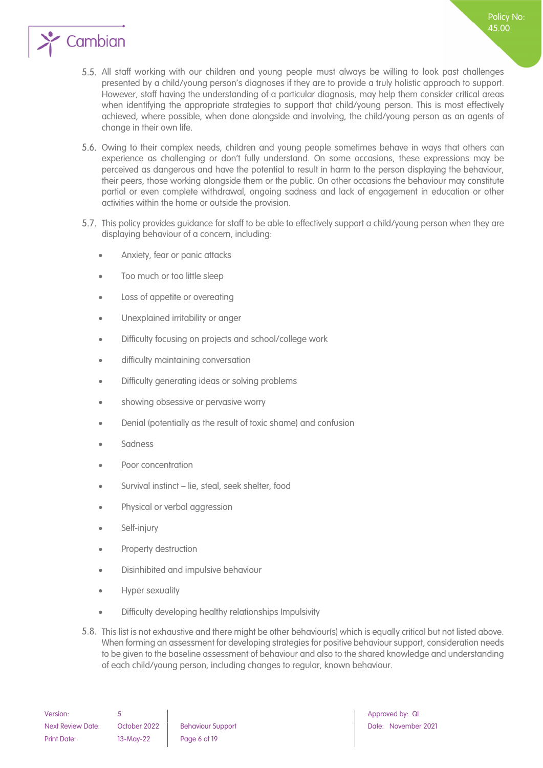5.5. All staff working with our children and young people must always be willing to look past challenges presented by a child/young person's diagnoses if they are to provide a truly holistic approach to support. However, staff having the understanding of a particular diagnosis, may help them consider critical areas when identifying the appropriate strategies to support that child/young person. This is most effectively achieved, where possible, when done alongside and involving, the child/young person as an agents of change in their own life.

5.6. Owing to their complex needs, children and young people sometimes behave in ways that others can experience as challenging or don't fully understand. On some occasions, these expressions may be perceived as dangerous and have the potential to result in harm to the person displaying the behaviour, their peers, those working alongside them or the public. On other occasions the behaviour may constitute partial or even complete withdrawal, ongoing sadness and lack of engagement in education or other activities within the home or outside the provision.

5.7. This policy provides guidance for staff to be able to effectively support a child/young person when they are displaying behaviour of a concern, including:

- Anxiety, fear or panic attacks
- Too much or too little sleep
- Loss of appetite or overeating
- Unexplained irritability or anger
- Difficulty focusing on projects and school/college work
- difficulty maintaining conversation
- Difficulty generating ideas or solving problems
- showing obsessive or pervasive worry
- Denial (potentially as the result of toxic shame) and confusion
- Sadness
- Poor concentration
- Survival instinct – lie, steal, seek shelter, food
- Physical or verbal aggression
- Self-injury
- Property destruction
- Disinhibited and impulsive behaviour
- Hyper sexuality
- Difficulty developing healthy relationships Impulsivity

5.8. This list is not exhaustive and there might be other behaviour(s) which is equally critical but not listed above. When forming an assessment for developing strategies for positive behaviour support, consideration needs to be given to the baseline assessment of behaviour and also to the shared knowledge and understanding of each child/young person, including changes to regular, known behaviour.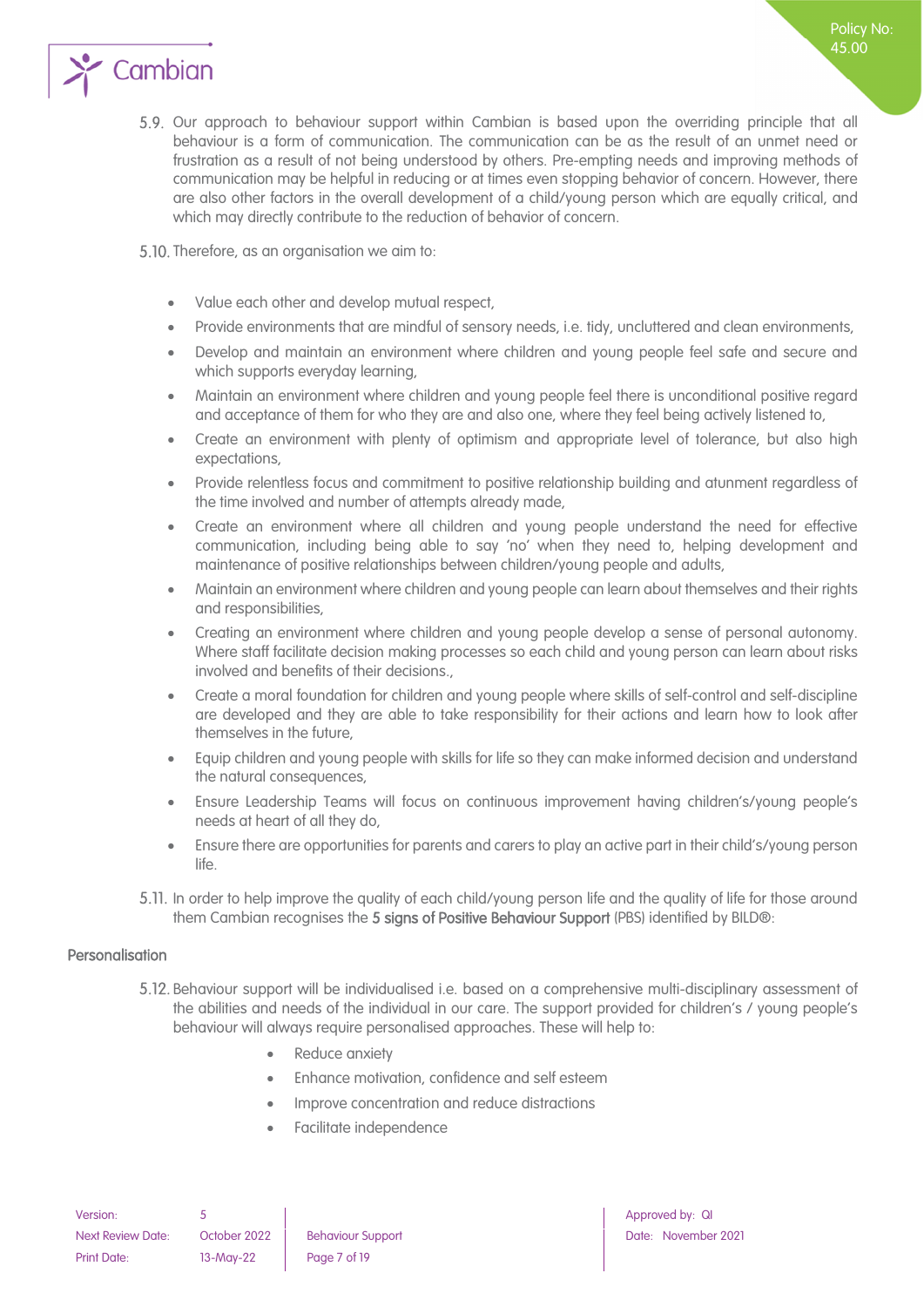5.9. Our approach to behaviour support within Cambian is based upon the overriding principle that all behaviour is a form of communication. The communication can be as the result of an unmet need or frustration as a result of not being understood by others. Pre-empting needs and improving methods of communication may be helpful in reducing or at times even stopping behavior of concern. However, there are also other factors in the overall development of a child/young person which are equally critical, and which may directly contribute to the reduction of behavior of concern.

5.10. Therefore, as an organisation we aim to:

- Value each other and develop mutual respect,
- Provide environments that are mindful of sensory needs, i.e. tidy, uncluttered and clean environments,
- Develop and maintain an environment where children and young people feel safe and secure and which supports everyday learning,
- Maintain an environment where children and young people feel there is unconditional positive regard and acceptance of them for who they are and also one, where they feel being actively listened to,
- Create an environment with plenty of optimism and appropriate level of tolerance, but also high expectations,
- Provide relentless focus and commitment to positive relationship building and atunment regardless of the time involved and number of attempts already made,
- Create an environment where all children and young people understand the need for effective communication, including being able to say 'no' when they need to, helping development and maintenance of positive relationships between children/young people and adults,
- Maintain an environment where children and young people can learn about themselves and their rights and responsibilities,
- Creating an environment where children and young people develop a sense of personal autonomy. Where staff facilitate decision making processes so each child and young person can learn about risks involved and benefits of their decisions.,
- Create a moral foundation for children and young people where skills of self-control and self-discipline are developed and they are able to take responsibility for their actions and learn how to look after themselves in the future,
- Equip children and young people with skills for life so they can make informed decision and understand the natural consequences,
- Ensure Leadership Teams will focus on continuous improvement having children's/young people's needs at heart of all they do,
- Ensure there are opportunities for parents and carers to play an active part in their child's/young person life.

5.11. In order to help improve the quality of each child/young person life and the quality of life for those around them Cambian recognises the **5 signs of Positive Behaviour Support** (PBS) identified by BILD®:

### Personalisation

5.12. Behaviour support will be individualised i.e. based on a comprehensive multi-disciplinary assessment of the abilities and needs of the individual in our care. The support provided for children's / young people's behaviour will always require personalised approaches. These will help to:

- Reduce anxiety
- Enhance motivation, confidence and self esteem
- Improve concentration and reduce distractions
- Facilitate independence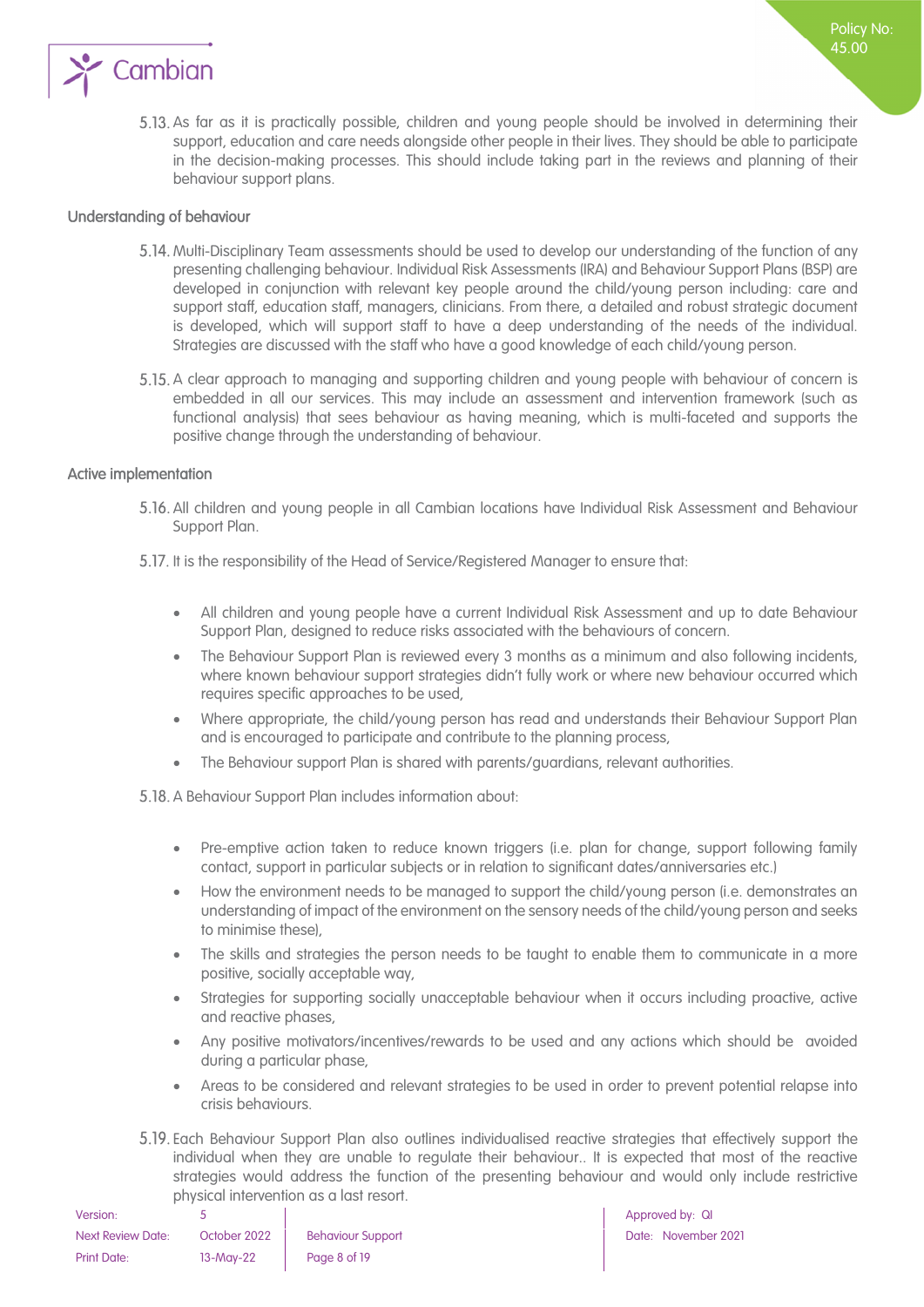5.13. As far as it is practically possible, children and young people should be involved in determining their support, education and care needs alongside other people in their lives. They should be able to participate in the decision-making processes. This should include taking part in the reviews and planning of their behaviour support plans.

### Understanding of behaviour

5.14. Multi-Disciplinary Team assessments should be used to develop our understanding of the function of any presenting challenging behaviour. Individual Risk Assessments (IRA) and Behaviour Support Plans (BSP) are developed in conjunction with relevant key people around the child/young person including: care and support staff, education staff, managers, clinicians. From there, a detailed and robust strategic document is developed, which will support staff to have a deep understanding of the needs of the individual. Strategies are discussed with the staff who have a good knowledge of each child/young person.

5.15. A clear approach to managing and supporting children and young people with behaviour of concern is embedded in all our services. This may include an assessment and intervention framework (such as functional analysis) that sees behaviour as having meaning, which is multi-faceted and supports the positive change through the understanding of behaviour.

### Active implementation

5.16. All children and young people in all Cambian locations have Individual Risk Assessment and Behaviour Support Plan.

5.17. It is the responsibility of the Head of Service/Registered Manager to ensure that:

- All children and young people have a current Individual Risk Assessment and up to date Behaviour Support Plan, designed to reduce risks associated with the behaviours of concern.
- The Behaviour Support Plan is reviewed every 3 months as a minimum and also following incidents, where known behaviour support strategies didn't fully work or where new behaviour occurred which requires specific approaches to be used,
- Where appropriate, the child/young person has read and understands their Behaviour Support Plan and is encouraged to participate and contribute to the planning process,
- The Behaviour support Plan is shared with parents/guardians, relevant authorities.

5.18. A Behaviour Support Plan includes information about:

- Pre-emptive action taken to reduce known triggers (i.e. plan for change, support following family contact, support in particular subjects or in relation to significant dates/anniversaries etc.)
- How the environment needs to be managed to support the child/young person (i.e. demonstrates an understanding of impact of the environment on the sensory needs of the child/young person and seeks to minimise these),
- The skills and strategies the person needs to be taught to enable them to communicate in a more positive, socially acceptable way,
- Strategies for supporting socially unacceptable behaviour when it occurs including proactive, active and reactive phases,
- Any positive motivators/incentives/rewards to be used and any actions which should be avoided during a particular phase,
- Areas to be considered and relevant strategies to be used in order to prevent potential relapse into crisis behaviours.

5.19. Each Behaviour Support Plan also outlines individualised reactive strategies that effectively support the individual when they are unable to regulate their behaviour.. It is expected that most of the reactive strategies would address the function of the presenting behaviour and would only include restrictive physical intervention as a last resort.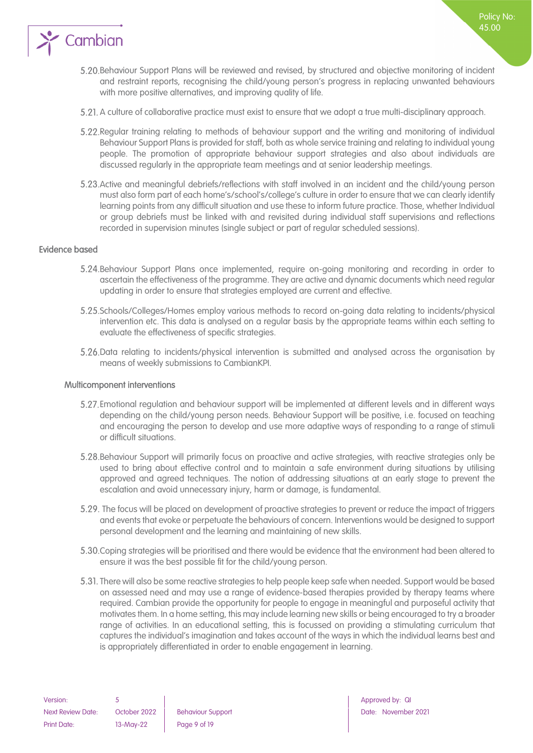5.20. Behaviour Support Plans will be reviewed and revised, by structured and objective monitoring of incident and restraint reports, recognising the child/young person's progress in replacing unwanted behaviours with more positive alternatives, and improving quality of life.

5.21. A culture of collaborative practice must exist to ensure that we adopt a true multi-disciplinary approach.

5.22. Regular training relating to methods of behaviour support and the writing and monitoring of individual Behaviour Support Plans is provided for staff, both as whole service training and relating to individual young people. The promotion of appropriate behaviour support strategies and also about individuals are discussed regularly in the appropriate team meetings and at senior leadership meetings.

5.23. Active and meaningful debriefs/reflections with staff involved in an incident and the child/young person must also form part of each home's/school's/college's culture in order to ensure that we can clearly identify learning points from any difficult situation and use these to inform future practice. Those, whether Individual or group debriefs must be linked with and revisited during individual staff supervisions and reflections recorded in supervision minutes (single subject or part of regular scheduled sessions).

#### Evidence based

5.24. Behaviour Support Plans once implemented, require on-going monitoring and recording in order to ascertain the effectiveness of the programme. They are active and dynamic documents which need regular updating in order to ensure that strategies employed are current and effective.

5.25. Schools/Colleges/Homes employ various methods to record on-going data relating to incidents/physical intervention etc. This data is analysed on a regular basis by the appropriate teams within each setting to evaluate the effectiveness of specific strategies.

5.26. Data relating to incidents/physical intervention is submitted and analysed across the organisation by means of weekly submissions to CambianKPI.

#### Multicomponent interventions

5.27. Emotional regulation and behaviour support will be implemented at different levels and in different ways depending on the child/young person needs. Behaviour Support will be positive, i.e. focused on teaching and encouraging the person to develop and use more adaptive ways of responding to a range of stimuli or difficult situations.

5.28. Behaviour Support will primarily focus on proactive and active strategies, with reactive strategies only be used to bring about effective control and to maintain a safe environment during situations by utilising approved and agreed techniques. The notion of addressing situations at an early stage to prevent the escalation and avoid unnecessary injury, harm or damage, is fundamental.

5.29. The focus will be placed on development of proactive strategies to prevent or reduce the impact of triggers and events that evoke or perpetuate the behaviours of concern. Interventions would be designed to support personal development and the learning and maintaining of new skills.

5.30. Coping strategies will be prioritised and there would be evidence that the environment had been altered to ensure it was the best possible fit for the child/young person.

5.31. There will also be some reactive strategies to help people keep safe when needed. Support would be based on assessed need and may use a range of evidence-based therapies provided by therapy teams where required. Cambian provide the opportunity for people to engage in meaningful and purposeful activity that motivates them. In a home setting, this may include learning new skills or being encouraged to try a broader range of activities. In an educational setting, this is focussed on providing a stimulating curriculum that captures the individual's imagination and takes account of the ways in which the individual learns best and is appropriately differentiated in order to enable engagement in learning.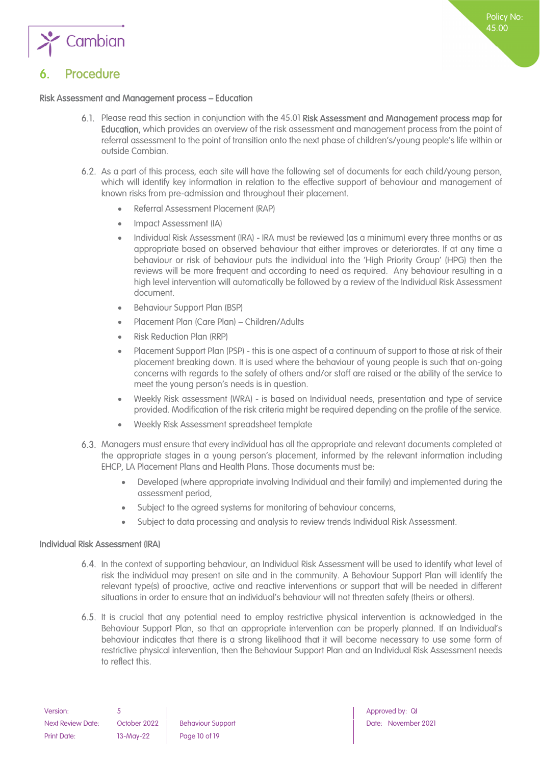## 6. Procedure

### Risk Assessment and Management process – Education

6.1. Please read this section in conjunction with the 45.01 **Risk Assessment and Management process map for Education,** which provides an overview of the risk assessment and management process from the point of referral assessment to the point of transition onto the next phase of children's/young people's life within or outside Cambian.

6.2. As a part of this process, each site will have the following set of documents for each child/young person, which will identify key information in relation to the effective support of behaviour and management of known risks from pre-admission and throughout their placement.

- Referral Assessment Placement (RAP)
- Impact Assessment (IA)
- Individual Risk Assessment (IRA) - IRA must be reviewed (as a minimum) every three months or as appropriate based on observed behaviour that either improves or deteriorates. If at any time a behaviour or risk of behaviour puts the individual into the 'High Priority Group' (HPG) then the reviews will be more frequent and according to need as required. Any behaviour resulting in a high level intervention will automatically be followed by a review of the Individual Risk Assessment document.
- Behaviour Support Plan (BSP)
- Placement Plan (Care Plan) – Children/Adults
- Risk Reduction Plan (RRP)
- Placement Support Plan (PSP) - this is one aspect of a continuum of support to those at risk of their placement breaking down. It is used where the behaviour of young people is such that on-going concerns with regards to the safety of others and/or staff are raised or the ability of the service to meet the young person's needs is in question.
- Weekly Risk assessment (WRA) - is based on Individual needs, presentation and type of service provided. Modification of the risk criteria might be required depending on the profile of the service.
- Weekly Risk Assessment spreadsheet template

6.3. Managers must ensure that every individual has all the appropriate and relevant documents completed at the appropriate stages in a young person's placement, informed by the relevant information including EHCP, LA Placement Plans and Health Plans. Those documents must be:

- Developed (where appropriate involving Individual and their family) and implemented during the assessment period,
- Subject to the agreed systems for monitoring of behaviour concerns,
- Subject to data processing and analysis to review trends Individual Risk Assessment.

### Individual Risk Assessment (IRA)

6.4. In the context of supporting behaviour, an Individual Risk Assessment will be used to identify what level of risk the individual may present on site and in the community. A Behaviour Support Plan will identify the relevant type(s) of proactive, active and reactive interventions or support that will be needed in different situations in order to ensure that an individual's behaviour will not threaten safety (theirs or others).

6.5. It is crucial that any potential need to employ restrictive physical intervention is acknowledged in the Behaviour Support Plan, so that an appropriate intervention can be properly planned. If an Individual's behaviour indicates that there is a strong likelihood that it will become necessary to use some form of restrictive physical intervention, then the Behaviour Support Plan and an Individual Risk Assessment needs to reflect this.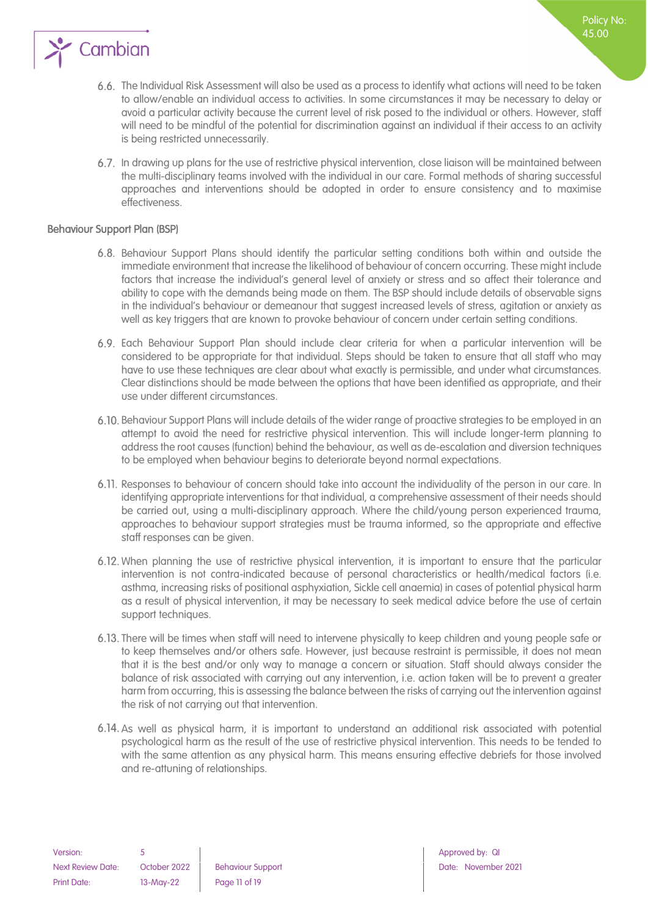6.6. The Individual Risk Assessment will also be used as a process to identify what actions will need to be taken to allow/enable an individual access to activities. In some circumstances it may be necessary to delay or avoid a particular activity because the current level of risk posed to the individual or others. However, staff will need to be mindful of the potential for discrimination against an individual if their access to an activity is being restricted unnecessarily.

6.7. In drawing up plans for the use of restrictive physical intervention, close liaison will be maintained between the multi-disciplinary teams involved with the individual in our care. Formal methods of sharing successful approaches and interventions should be adopted in order to ensure consistency and to maximise effectiveness.

### Behaviour Support Plan (BSP)

6.8. Behaviour Support Plans should identify the particular setting conditions both within and outside the immediate environment that increase the likelihood of behaviour of concern occurring. These might include factors that increase the individual's general level of anxiety or stress and so affect their tolerance and ability to cope with the demands being made on them. The BSP should include details of observable signs in the individual's behaviour or demeanour that suggest increased levels of stress, agitation or anxiety as well as key triggers that are known to provoke behaviour of concern under certain setting conditions.

6.9. Each Behaviour Support Plan should include clear criteria for when a particular intervention will be considered to be appropriate for that individual. Steps should be taken to ensure that all staff who may have to use these techniques are clear about what exactly is permissible, and under what circumstances. Clear distinctions should be made between the options that have been identified as appropriate, and their use under different circumstances.

6.10. Behaviour Support Plans will include details of the wider range of proactive strategies to be employed in an attempt to avoid the need for restrictive physical intervention. This will include longer-term planning to address the root causes (function) behind the behaviour, as well as de-escalation and diversion techniques to be employed when behaviour begins to deteriorate beyond normal expectations.

6.11. Responses to behaviour of concern should take into account the individuality of the person in our care. In identifying appropriate interventions for that individual, a comprehensive assessment of their needs should be carried out, using a multi-disciplinary approach. Where the child/young person experienced trauma, approaches to behaviour support strategies must be trauma informed, so the appropriate and effective staff responses can be given.

6.12. When planning the use of restrictive physical intervention, it is important to ensure that the particular intervention is not contra-indicated because of personal characteristics or health/medical factors (i.e. asthma, increasing risks of positional asphyxiation, Sickle cell anaemia) in cases of potential physical harm as a result of physical intervention, it may be necessary to seek medical advice before the use of certain support techniques.

6.13. There will be times when staff will need to intervene physically to keep children and young people safe or to keep themselves and/or others safe. However, just because restraint is permissible, it does not mean that it is the best and/or only way to manage a concern or situation. Staff should always consider the balance of risk associated with carrying out any intervention, i.e. action taken will be to prevent a greater harm from occurring, this is assessing the balance between the risks of carrying out the intervention against the risk of not carrying out that intervention.

6.14. As well as physical harm, it is important to understand an additional risk associated with potential psychological harm as the result of the use of restrictive physical intervention. This needs to be tended to with the same attention as any physical harm. This means ensuring effective debriefs for those involved and re-attuning of relationships.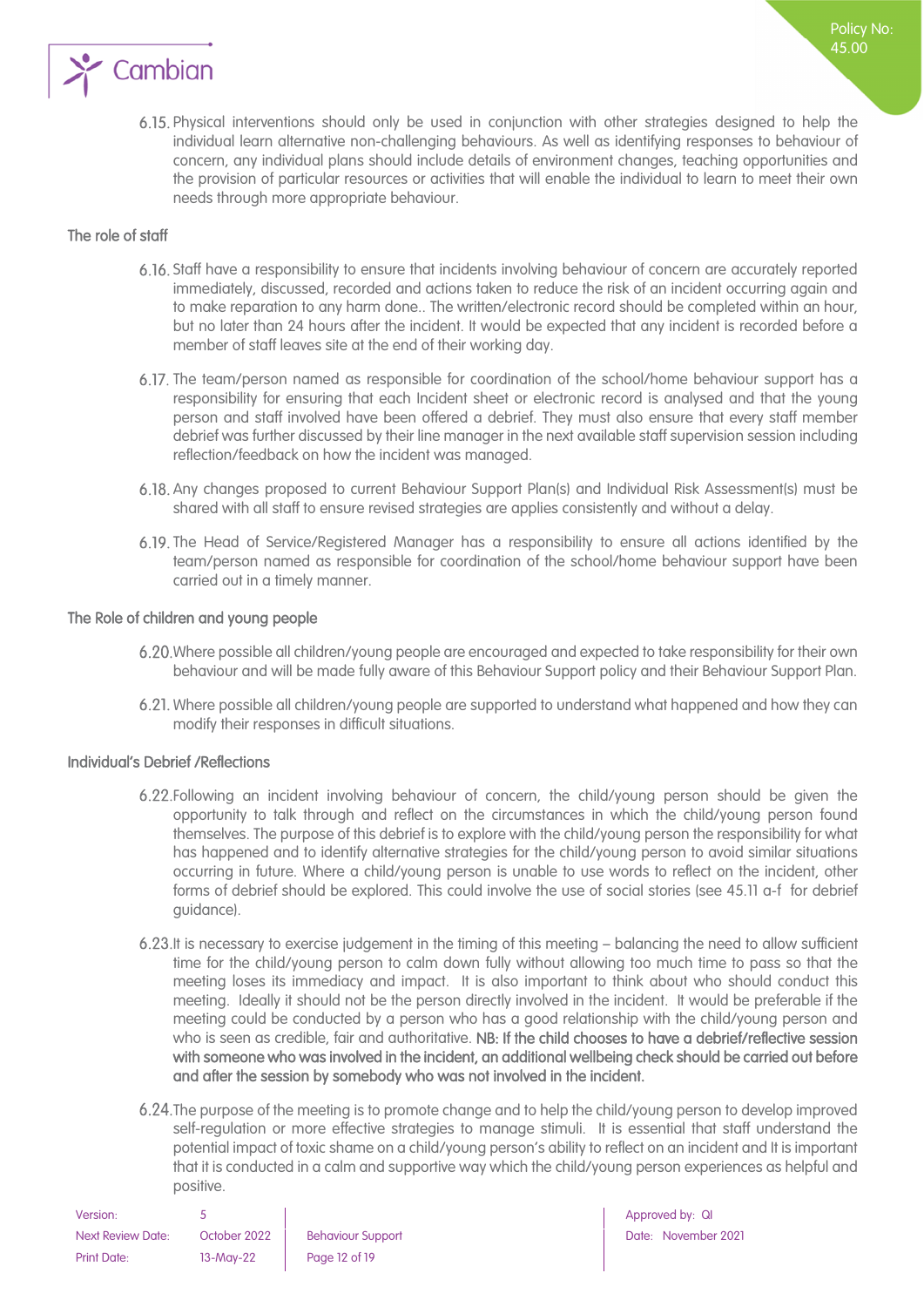6.15. Physical interventions should only be used in conjunction with other strategies designed to help the individual learn alternative non-challenging behaviours. As well as identifying responses to behaviour of concern, any individual plans should include details of environment changes, teaching opportunities and the provision of particular resources or activities that will enable the individual to learn to meet their own needs through more appropriate behaviour.

### The role of staff

6.16. Staff have a responsibility to ensure that incidents involving behaviour of concern are accurately reported immediately, discussed, recorded and actions taken to reduce the risk of an incident occurring again and to make reparation to any harm done.. The written/electronic record should be completed within an hour, but no later than 24 hours after the incident. It would be expected that any incident is recorded before a member of staff leaves site at the end of their working day.

6.17. The team/person named as responsible for coordination of the school/home behaviour support has a responsibility for ensuring that each Incident sheet or electronic record is analysed and that the young person and staff involved have been offered a debrief. They must also ensure that every staff member debrief was further discussed by their line manager in the next available staff supervision session including reflection/feedback on how the incident was managed.

6.18. Any changes proposed to current Behaviour Support Plan(s) and Individual Risk Assessment(s) must be shared with all staff to ensure revised strategies are applies consistently and without a delay.

6.19. The Head of Service/Registered Manager has a responsibility to ensure all actions identified by the team/person named as responsible for coordination of the school/home behaviour support have been carried out in a timely manner.

### The Role of children and young people

6.20. Where possible all children/young people are encouraged and expected to take responsibility for their own behaviour and will be made fully aware of this Behaviour Support policy and their Behaviour Support Plan.

6.21. Where possible all children/young people are supported to understand what happened and how they can modify their responses in difficult situations.

### Individual's Debrief /Reflections

6.22. Following an incident involving behaviour of concern, the child/young person should be given the opportunity to talk through and reflect on the circumstances in which the child/young person found themselves. The purpose of this debrief is to explore with the child/young person the responsibility for what has happened and to identify alternative strategies for the child/young person to avoid similar situations occurring in future. Where a child/young person is unable to use words to reflect on the incident, other forms of debrief should be explored. This could involve the use of social stories (see 45.11 a-f for debrief guidance).

6.23. It is necessary to exercise judgement in the timing of this meeting – balancing the need to allow sufficient time for the child/young person to calm down fully without allowing too much time to pass so that the meeting loses its immediacy and impact. It is also important to think about who should conduct this meeting. Ideally it should not be the person directly involved in the incident. It would be preferable if the meeting could be conducted by a person who has a good relationship with the child/young person and who is seen as credible, fair and authoritative. **NB: If the child chooses to have a debrief/reflective session with someone who was involved in the incident, an additional wellbeing check should be carried out before and after the session by somebody who was not involved in the incident.**

6.24. The purpose of the meeting is to promote change and to help the child/young person to develop improved self-regulation or more effective strategies to manage stimuli. It is essential that staff understand the potential impact of toxic shame on a child/young person's ability to reflect on an incident and It is important that it is conducted in a calm and supportive way which the child/young person experiences as helpful and positive.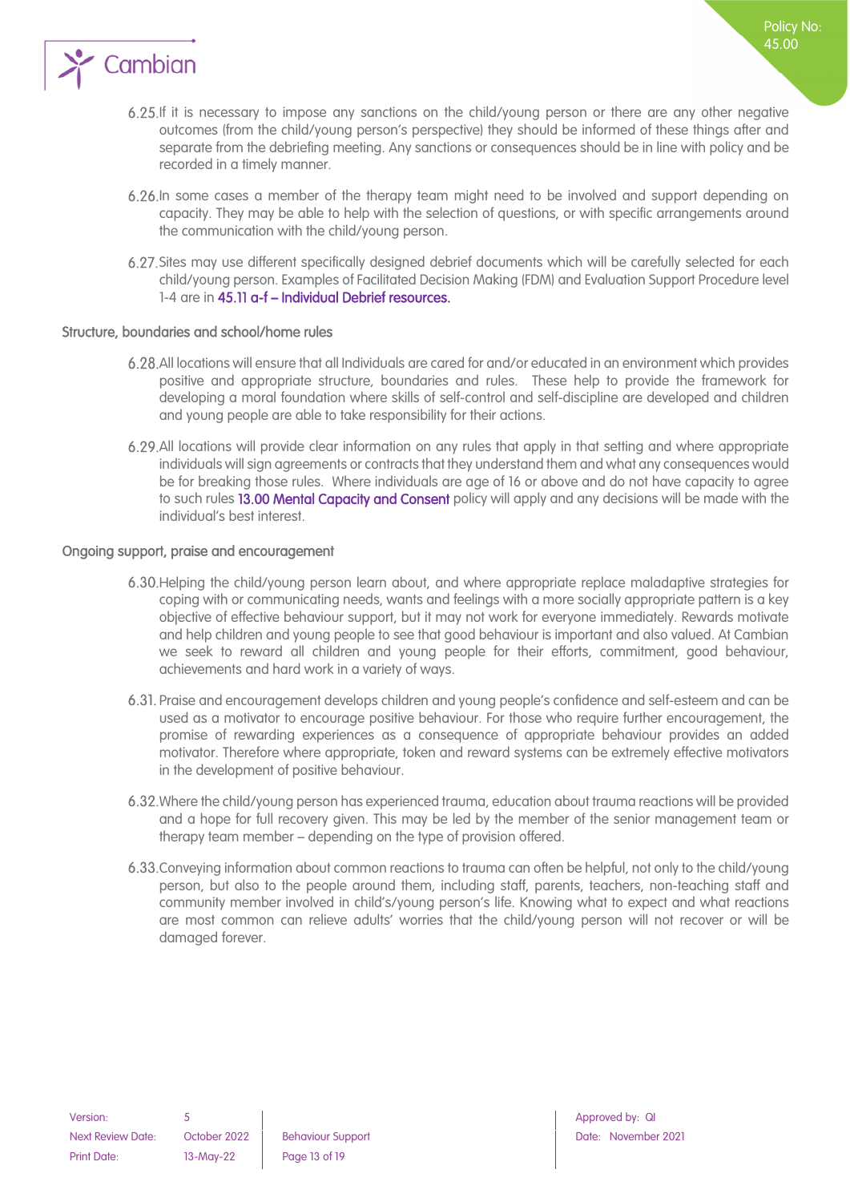6.25. If it is necessary to impose any sanctions on the child/young person or there are any other negative outcomes (from the child/young person's perspective) they should be informed of these things after and separate from the debriefing meeting. Any sanctions or consequences should be in line with policy and be recorded in a timely manner.

6.26. In some cases a member of the therapy team might need to be involved and support depending on capacity. They may be able to help with the selection of questions, or with specific arrangements around the communication with the child/young person.

6.27. Sites may use different specifically designed debrief documents which will be carefully selected for each child/young person. Examples of Facilitated Decision Making (FDM) and Evaluation Support Procedure level 1-4 are in **45.11 a-f – Individual Debrief resources.**

### Structure, boundaries and school/home rules

6.28. All locations will ensure that all Individuals are cared for and/or educated in an environment which provides positive and appropriate structure, boundaries and rules. These help to provide the framework for developing a moral foundation where skills of self-control and self-discipline are developed and children and young people are able to take responsibility for their actions.

6.29. All locations will provide clear information on any rules that apply in that setting and where appropriate individuals will sign agreements or contracts that they understand them and what any consequences would be for breaking those rules. Where individuals are age of 16 or above and do not have capacity to agree to such rules 13.00 Mental Capacity and Consent policy will apply and any decisions will be made with the individual's best interest.

### Ongoing support, praise and encouragement

6.30. Helping the child/young person learn about, and where appropriate replace maladaptive strategies for coping with or communicating needs, wants and feelings with a more socially appropriate pattern is a key objective of effective behaviour support, but it may not work for everyone immediately. Rewards motivate and help children and young people to see that good behaviour is important and also valued. At Cambian we seek to reward all children and young people for their efforts, commitment, good behaviour, achievements and hard work in a variety of ways.

6.31. Praise and encouragement develops children and young people's confidence and self-esteem and can be used as a motivator to encourage positive behaviour. For those who require further encouragement, the promise of rewarding experiences as a consequence of appropriate behaviour provides an added motivator. Therefore where appropriate, token and reward systems can be extremely effective motivators in the development of positive behaviour.

6.32. Where the child/young person has experienced trauma, education about trauma reactions will be provided and a hope for full recovery given. This may be led by the member of the senior management team or therapy team member – depending on the type of provision offered.

6.33. Conveying information about common reactions to trauma can often be helpful, not only to the child/young person, but also to the people around them, including staff, parents, teachers, non-teaching staff and community member involved in child's/young person's life. Knowing what to expect and what reactions are most common can relieve adults' worries that the child/young person will not recover or will be damaged forever.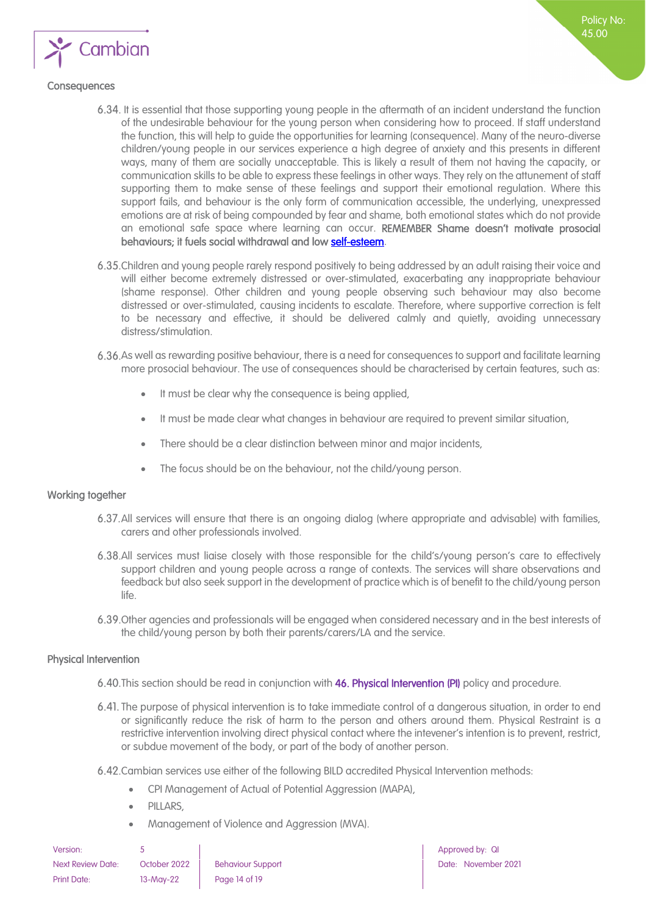### Consequences

6.34. It is essential that those supporting young people in the aftermath of an incident understand the function of the undesirable behaviour for the young person when considering how to proceed. If staff understand the function, this will help to guide the opportunities for learning (consequence). Many of the neuro-diverse children/young people in our services experience a high degree of anxiety and this presents in different ways, many of them are socially unacceptable. This is likely a result of them not having the capacity, or communication skills to be able to express these feelings in other ways. They rely on the attunement of staff supporting them to make sense of these feelings and support their emotional regulation. Where this support fails, and behaviour is the only form of communication accessible, the underlying, unexpressed emotions are at risk of being compounded by fear and shame, both emotional states which do not provide an emotional safe space where learning can occur. **REMEMBER Shame doesn't motivate prosocial behaviours; it fuels social withdrawal and low self-esteem.**

6.35. Children and young people rarely respond positively to being addressed by an adult raising their voice and will either become extremely distressed or over-stimulated, exacerbating any inappropriate behaviour (shame response). Other children and young people observing such behaviour may also become distressed or over-stimulated, causing incidents to escalate. Therefore, where supportive correction is felt to be necessary and effective, it should be delivered calmly and quietly, avoiding unnecessary distress/stimulation.

6.36. As well as rewarding positive behaviour, there is a need for consequences to support and facilitate learning more prosocial behaviour. The use of consequences should be characterised by certain features, such as:

- It must be clear why the consequence is being applied,
- It must be made clear what changes in behaviour are required to prevent similar situation,
- There should be a clear distinction between minor and major incidents,
- The focus should be on the behaviour, not the child/young person.

### Working together

6.37. All services will ensure that there is an ongoing dialog (where appropriate and advisable) with families, carers and other professionals involved.

6.38. All services must liaise closely with those responsible for the child's/young person's care to effectively support children and young people across a range of contexts. The services will share observations and feedback but also seek support in the development of practice which is of benefit to the child/young person life.

6.39. Other agencies and professionals will be engaged when considered necessary and in the best interests of the child/young person by both their parents/carers/LA and the service.

### Physical Intervention

6.40. This section should be read in conjunction with **46. Physical Intervention (PI)** policy and procedure.

6.41. The purpose of physical intervention is to take immediate control of a dangerous situation, in order to end or significantly reduce the risk of harm to the person and others around them. Physical Restraint is a restrictive intervention involving direct physical contact where the intevener's intention is to prevent, restrict, or subdue movement of the body, or part of the body of another person.

6.42. Cambian services use either of the following BILD accredited Physical Intervention methods:

- CPI Management of Actual of Potential Aggression (MAPA),
- PILLARS,
- Management of Violence and Aggression (MVA).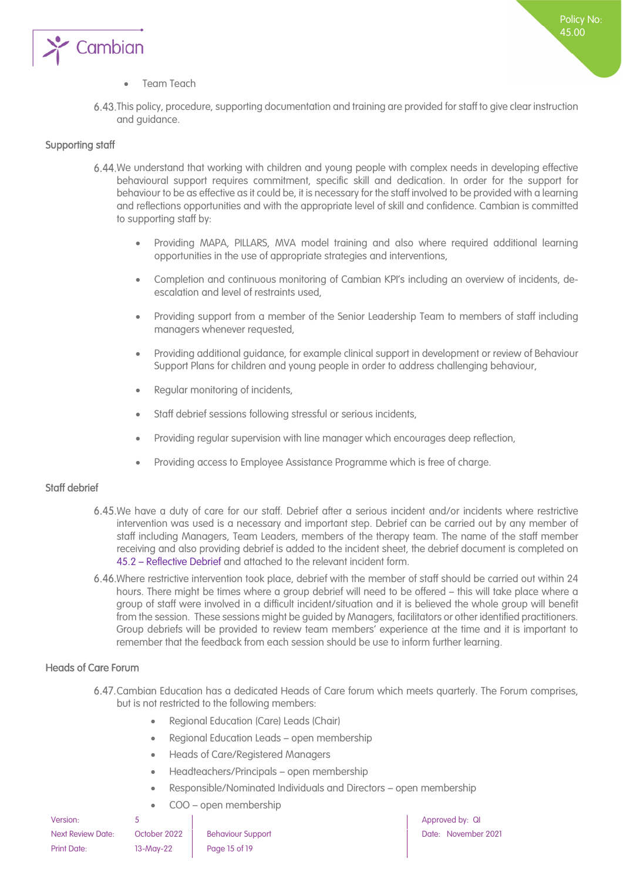- Team Teach

6.43. This policy, procedure, supporting documentation and training are provided for staff to give clear instruction and guidance.

### Supporting staff

6.44. We understand that working with children and young people with complex needs in developing effective behavioural support requires commitment, specific skill and dedication. In order for the support for behaviour to be as effective as it could be, it is necessary for the staff involved to be provided with a learning and reflections opportunities and with the appropriate level of skill and confidence. Cambian is committed to supporting staff by:

- Providing MAPA, PILLARS, MVA model training and also where required additional learning opportunities in the use of appropriate strategies and interventions,
- Completion and continuous monitoring of Cambian KPI's including an overview of incidents, de-escalation and level of restraints used,
- Providing support from a member of the Senior Leadership Team to members of staff including managers whenever requested,
- Providing additional guidance, for example clinical support in development or review of Behaviour Support Plans for children and young people in order to address challenging behaviour,
- Regular monitoring of incidents,
- Staff debrief sessions following stressful or serious incidents,
- Providing regular supervision with line manager which encourages deep reflection,
- Providing access to Employee Assistance Programme which is free of charge.

### Staff debrief

6.45. We have a duty of care for our staff. Debrief after a serious incident and/or incidents where restrictive intervention was used is a necessary and important step. Debrief can be carried out by any member of staff including Managers, Team Leaders, members of the therapy team. The name of the staff member receiving and also providing debrief is added to the incident sheet, the debrief document is completed on 45.2 – Reflective Debrief and attached to the relevant incident form.

6.46. Where restrictive intervention took place, debrief with the member of staff should be carried out within 24 hours. There might be times where a group debrief will need to be offered – this will take place where a group of staff were involved in a difficult incident/situation and it is believed the whole group will benefit from the session. These sessions might be guided by Managers, facilitators or other identified practitioners. Group debriefs will be provided to review team members' experience at the time and it is important to remember that the feedback from each session should be use to inform further learning.

### Heads of Care Forum

6.47. Cambian Education has a dedicated Heads of Care forum which meets quarterly. The Forum comprises, but is not restricted to the following members:

- Regional Education (Care) Leads (Chair)
- Regional Education Leads – open membership
- Heads of Care/Registered Managers
- Headteachers/Principals – open membership
- Responsible/Nominated Individuals and Directors – open membership
- COO – open membership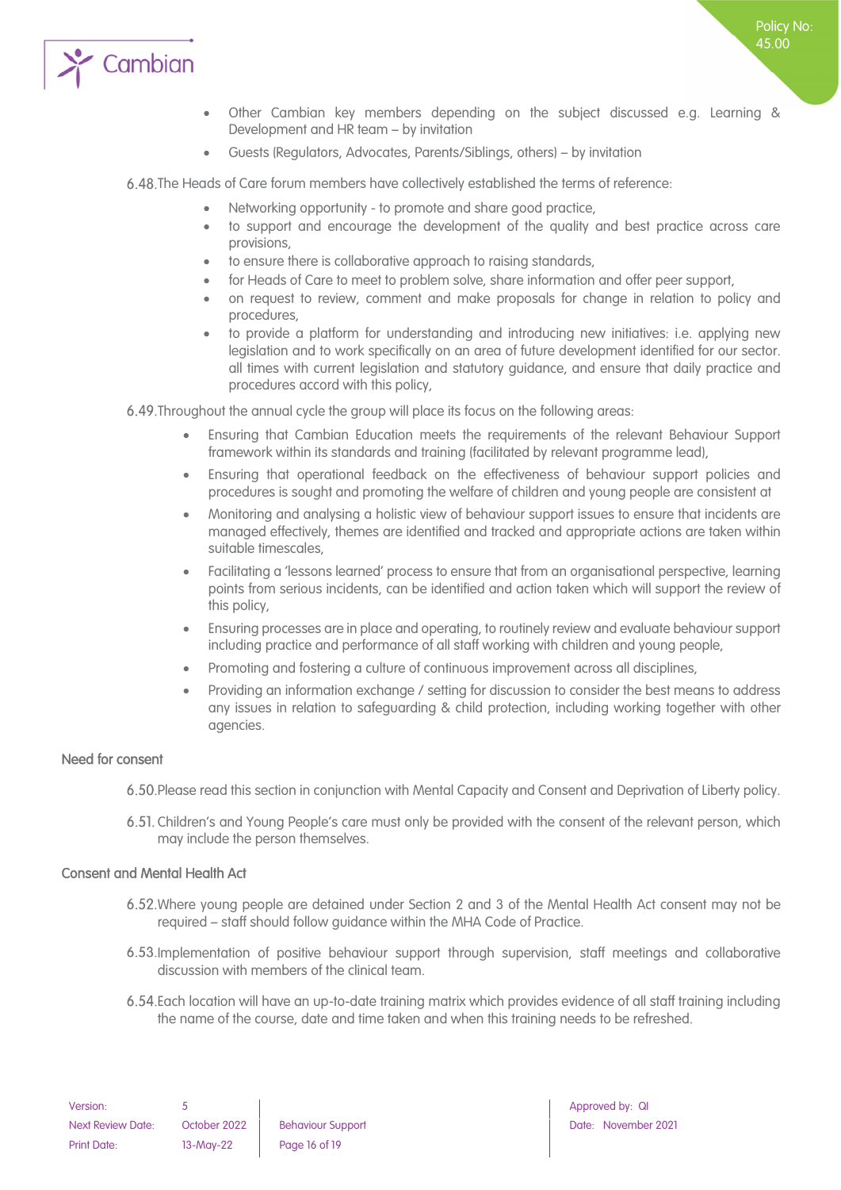- Other Cambian key members depending on the subject discussed e.g. Learning & Development and HR team – by invitation
- Guests (Regulators, Advocates, Parents/Siblings, others) – by invitation

6.48. The Heads of Care forum members have collectively established the terms of reference:

- Networking opportunity - to promote and share good practice,
- to support and encourage the development of the quality and best practice across care provisions,
- to ensure there is collaborative approach to raising standards,
- for Heads of Care to meet to problem solve, share information and offer peer support,
- on request to review, comment and make proposals for change in relation to policy and procedures,
- to provide a platform for understanding and introducing new initiatives: i.e. applying new legislation and to work specifically on an area of future development identified for our sector. all times with current legislation and statutory guidance, and ensure that daily practice and procedures accord with this policy,

6.49. Throughout the annual cycle the group will place its focus on the following areas:

- Ensuring that Cambian Education meets the requirements of the relevant Behaviour Support framework within its standards and training (facilitated by relevant programme lead),
- Ensuring that operational feedback on the effectiveness of behaviour support policies and procedures is sought and promoting the welfare of children and young people are consistent at
- Monitoring and analysing a holistic view of behaviour support issues to ensure that incidents are managed effectively, themes are identified and tracked and appropriate actions are taken within suitable timescales,
- Facilitating a 'lessons learned' process to ensure that from an organisational perspective, learning points from serious incidents, can be identified and action taken which will support the review of this policy,
- Ensuring processes are in place and operating, to routinely review and evaluate behaviour support including practice and performance of all staff working with children and young people,
- Promoting and fostering a culture of continuous improvement across all disciplines,
- Providing an information exchange / setting for discussion to consider the best means to address any issues in relation to safeguarding & child protection, including working together with other agencies.

### Need for consent

6.50. Please read this section in conjunction with Mental Capacity and Consent and Deprivation of Liberty policy.

6.51. Children's and Young People's care must only be provided with the consent of the relevant person, which may include the person themselves.

### Consent and Mental Health Act

6.52. Where young people are detained under Section 2 and 3 of the Mental Health Act consent may not be required – staff should follow guidance within the MHA Code of Practice.

6.53. Implementation of positive behaviour support through supervision, staff meetings and collaborative discussion with members of the clinical team.

6.54. Each location will have an up-to-date training matrix which provides evidence of all staff training including the name of the course, date and time taken and when this training needs to be refreshed.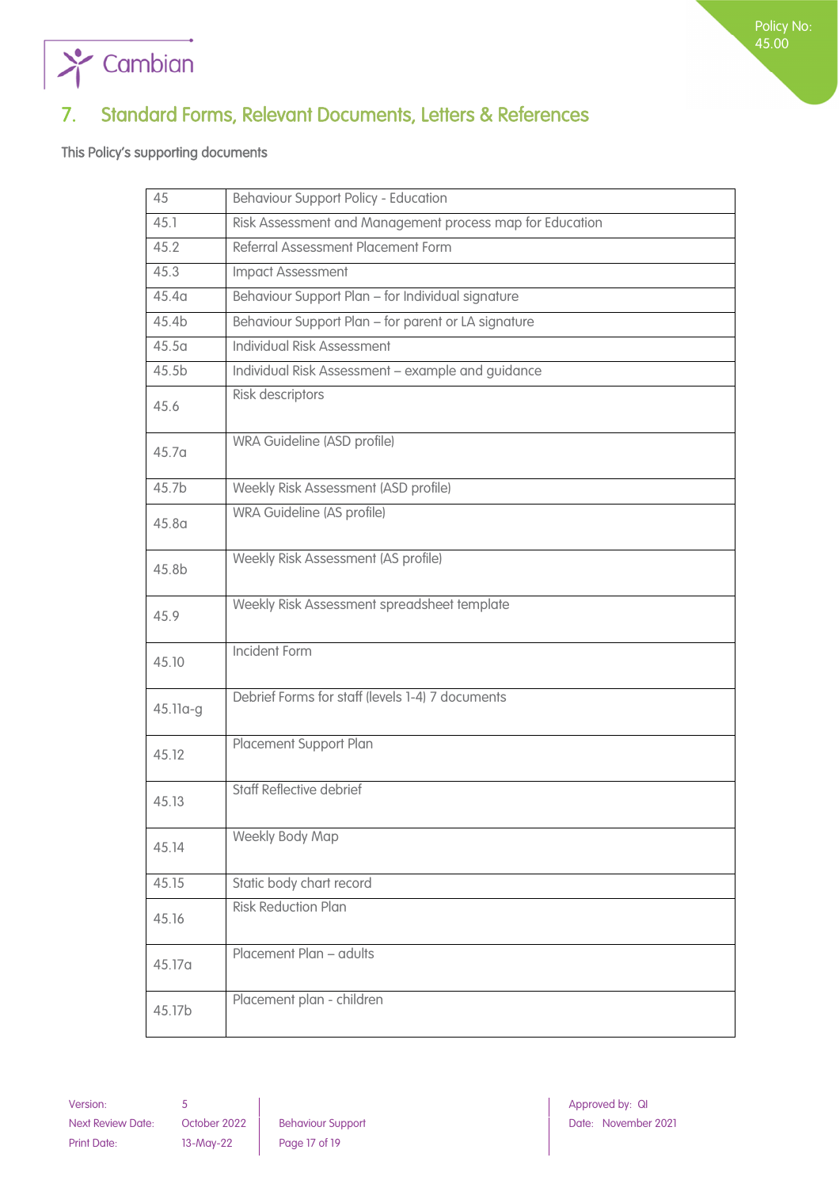## 7. Standard Forms, Relevant Documents, Letters & References

This Policy's supporting documents

| | |
|---|---|
| 45 | Behaviour Support Policy - Education |
| 45.1 | Risk Assessment and Management process map for Education |
| 45.2 | Referral Assessment Placement Form |
| 45.3 | Impact Assessment |
| 45.4a | Behaviour Support Plan – for Individual signature |
| 45.4b | Behaviour Support Plan – for parent or LA signature |
| 45.5a | Individual Risk Assessment |
| 45.5b | Individual Risk Assessment – example and guidance |
| 45.6 | Risk descriptors |
| 45.7a | WRA Guideline (ASD profile) |
| 45.7b | Weekly Risk Assessment (ASD profile) |
| 45.8a | WRA Guideline (AS profile) |
| 45.8b | Weekly Risk Assessment (AS profile) |
| 45.9 | Weekly Risk Assessment spreadsheet template |
| 45.10 | Incident Form |
| 45.11a-g | Debrief Forms for staff (levels 1-4) 7 documents |
| 45.12 | Placement Support Plan |
| 45.13 | Staff Reflective debrief |
| 45.14 | Weekly Body Map |
| 45.15 | Static body chart record |
| 45.16 | Risk Reduction Plan |
| 45.17a | Placement Plan – adults |
| 45.17b | Placement plan - children |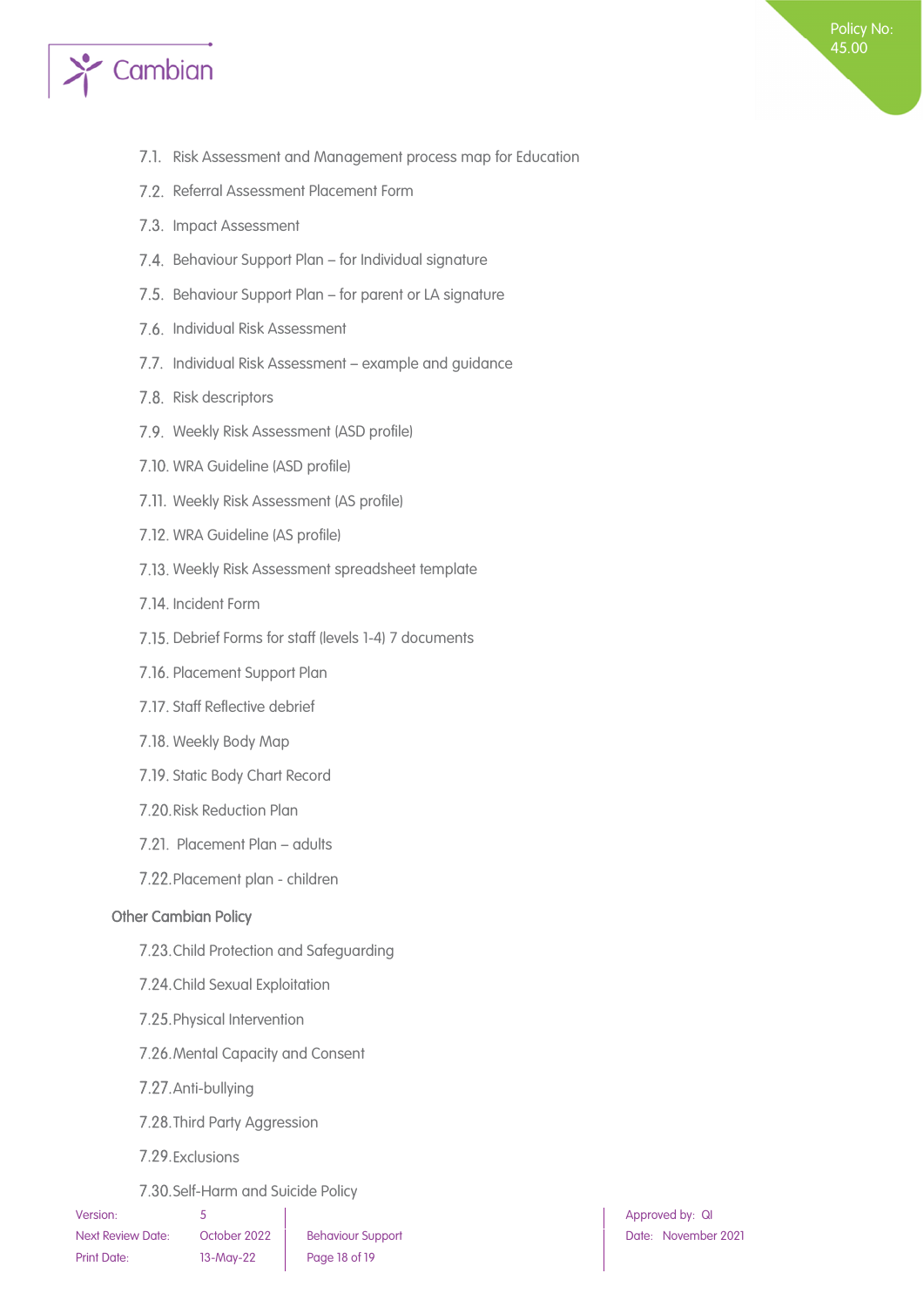7.1. Risk Assessment and Management process map for Education

7.2. Referral Assessment Placement Form

7.3. Impact Assessment

7.4. Behaviour Support Plan – for Individual signature

7.5. Behaviour Support Plan – for parent or LA signature

7.6. Individual Risk Assessment

7.7. Individual Risk Assessment – example and guidance

7.8. Risk descriptors

7.9. Weekly Risk Assessment (ASD profile)

7.10. WRA Guideline (ASD profile)

7.11. Weekly Risk Assessment (AS profile)

7.12. WRA Guideline (AS profile)

7.13. Weekly Risk Assessment spreadsheet template

7.14. Incident Form

7.15. Debrief Forms for staff (levels 1-4) 7 documents

7.16. Placement Support Plan

7.17. Staff Reflective debrief

7.18. Weekly Body Map

7.19. Static Body Chart Record

7.20. Risk Reduction Plan

7.21. Placement Plan – adults

7.22. Placement plan - children

Other Cambian Policy

7.23. Child Protection and Safeguarding

7.24. Child Sexual Exploitation

7.25. Physical Intervention

7.26. Mental Capacity and Consent

7.27. Anti-bullying

7.28. Third Party Aggression

7.29. Exclusions

7.30. Self-Harm and Suicide Policy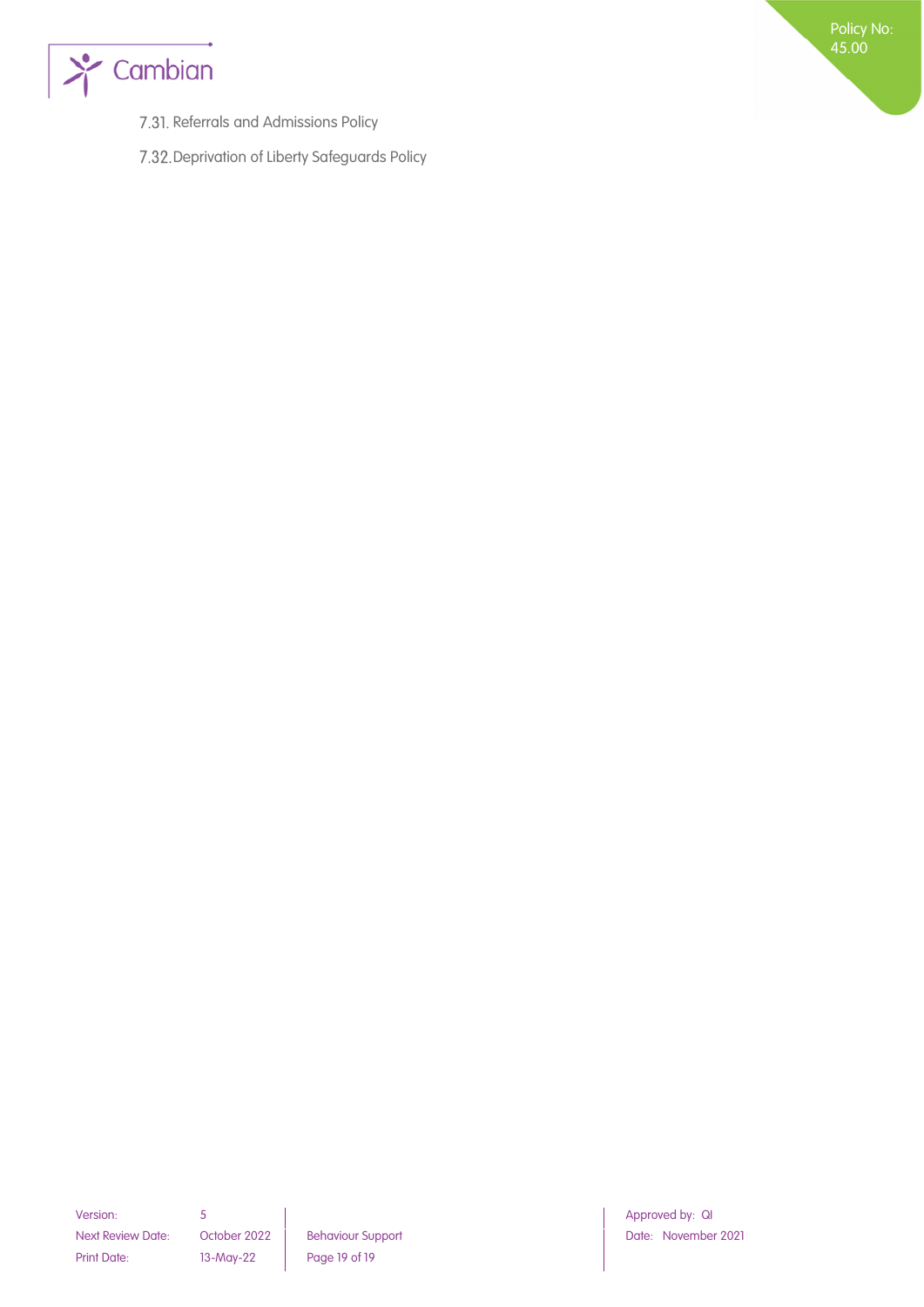7.31. Referrals and Admissions Policy

7.32. Deprivation of Liberty Safeguards Policy